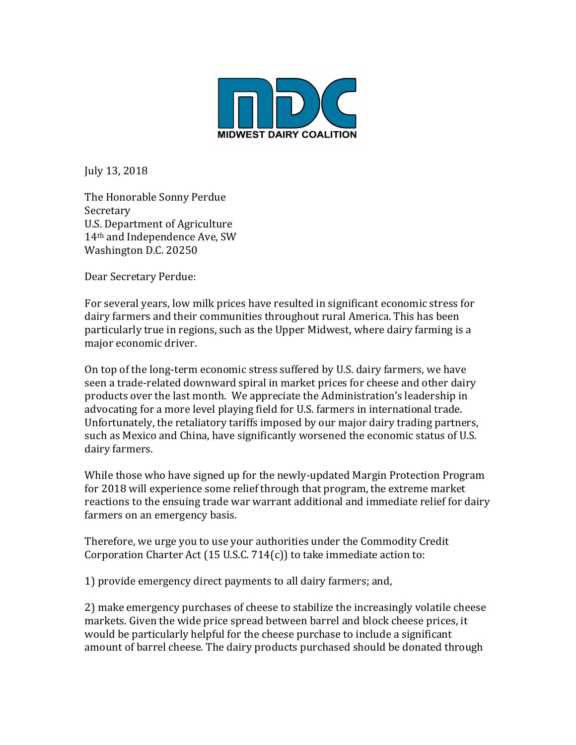MIDWEST DAIRY COALITION

July 13, 2018

The Honorable Sonny Perdue
Secretary
U.S. Department of Agriculture
14th and Independence Ave, SW
Washington D.C. 20250

Dear Secretary Perdue:

For several years, low milk prices have resulted in significant economic stress for dairy farmers and their communities throughout rural America. This has been particularly true in regions, such as the Upper Midwest, where dairy farming is a major economic driver.

On top of the long-term economic stress suffered by U.S. dairy farmers, we have seen a trade-related downward spiral in market prices for cheese and other dairy products over the last month. We appreciate the Administration's leadership in advocating for a more level playing field for U.S. farmers in international trade. Unfortunately, the retaliatory tariffs imposed by our major dairy trading partners, such as Mexico and China, have significantly worsened the economic status of U.S. dairy farmers.

While those who have signed up for the newly-updated Margin Protection Program for 2018 will experience some relief through that program, the extreme market reactions to the ensuing trade war warrant additional and immediate relief for dairy farmers on an emergency basis.

Therefore, we urge you to use your authorities under the Commodity Credit Corporation Charter Act (15 U.S.C. 714(c)) to take immediate action to:

1) provide emergency direct payments to all dairy farmers; and,

2) make emergency purchases of cheese to stabilize the increasingly volatile cheese markets. Given the wide price spread between barrel and block cheese prices, it would be particularly helpful for the cheese purchase to include a significant amount of barrel cheese. The dairy products purchased should be donated through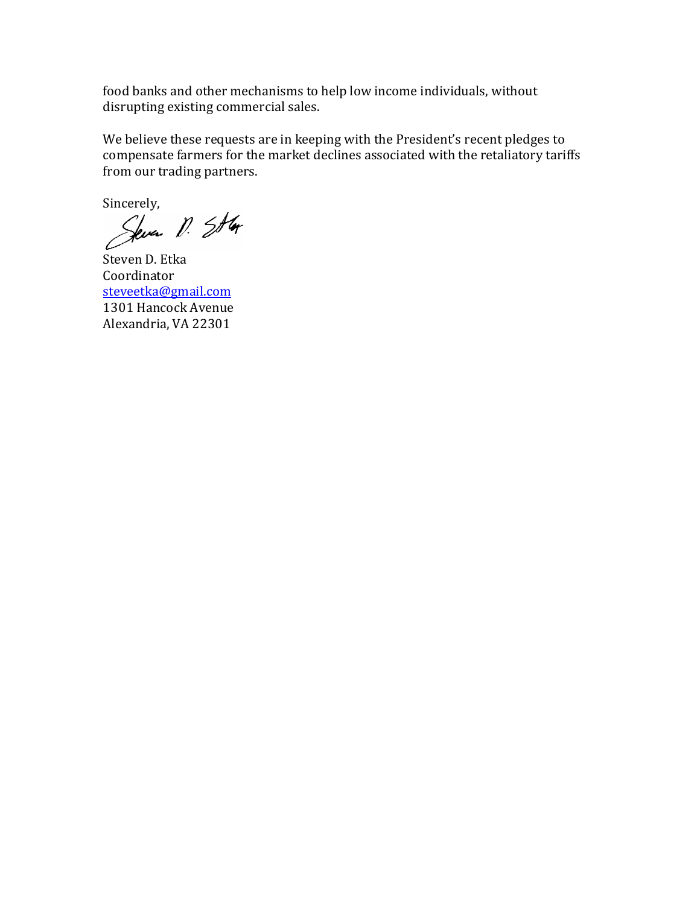food banks and other mechanisms to help low income individuals, without disrupting existing commercial sales.

We believe these requests are in keeping with the President's recent pledges to compensate farmers for the market declines associated with the retaliatory tariffs from our trading partners.

Sincerely,

Steven D. Etka
Coordinator
steveetka@gmail.com
1301 Hancock Avenue
Alexandria, VA 22301